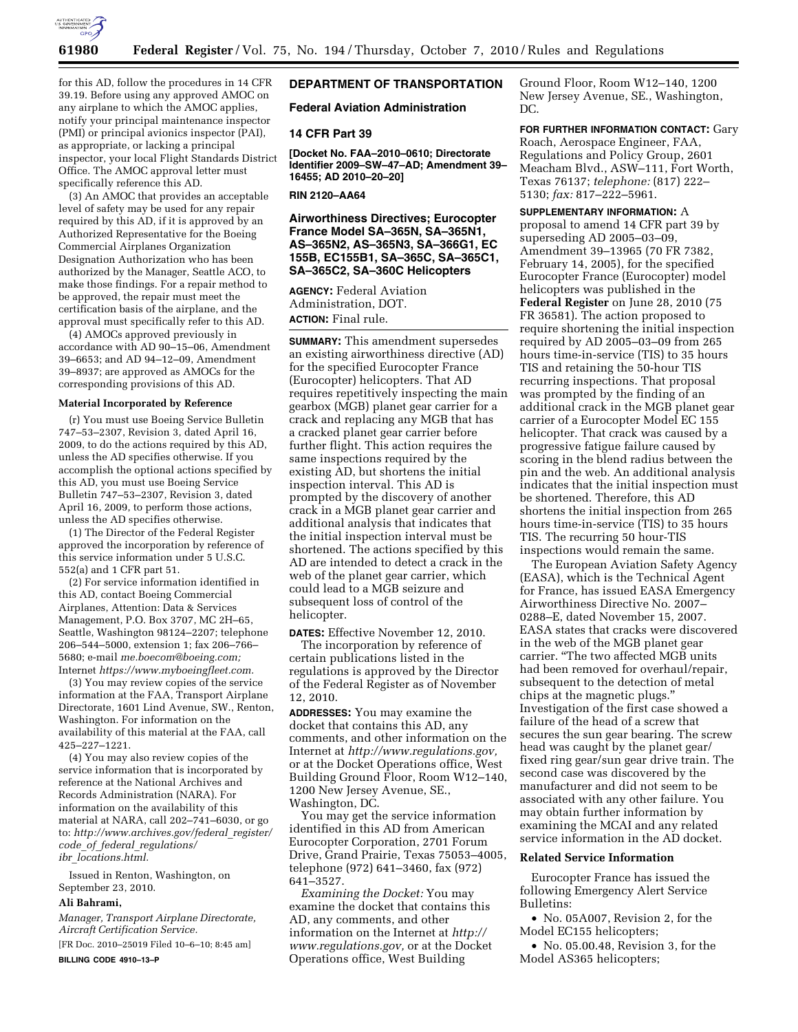for this AD, follow the procedures in 14 CFR 39.19. Before using any approved AMOC on any airplane to which the AMOC applies, notify your principal maintenance inspector (PMI) or principal avionics inspector (PAI), as appropriate, or lacking a principal inspector, your local Flight Standards District Office. The AMOC approval letter must specifically reference this AD.

(3) An AMOC that provides an acceptable level of safety may be used for any repair required by this AD, if it is approved by an Authorized Representative for the Boeing Commercial Airplanes Organization Designation Authorization who has been authorized by the Manager, Seattle ACO, to make those findings. For a repair method to be approved, the repair must meet the certification basis of the airplane, and the approval must specifically refer to this AD.

(4) AMOCs approved previously in accordance with AD 90–15–06, Amendment 39–6653; and AD 94–12–09, Amendment 39–8937; are approved as AMOCs for the corresponding provisions of this AD.

**Material Incorporated by Reference**

(r) You must use Boeing Service Bulletin 747–53–2307, Revision 3, dated April 16, 2009, to do the actions required by this AD, unless the AD specifies otherwise. If you accomplish the optional actions specified by this AD, you must use Boeing Service Bulletin 747–53–2307, Revision 3, dated April 16, 2009, to perform those actions, unless the AD specifies otherwise.

(1) The Director of the Federal Register approved the incorporation by reference of this service information under 5 U.S.C. 552(a) and 1 CFR part 51.

(2) For service information identified in this AD, contact Boeing Commercial Airplanes, Attention: Data & Services Management, P.O. Box 3707, MC 2H–65, Seattle, Washington 98124–2207; telephone 206–544–5000, extension 1; fax 206–766–5680; e-mail *me.boecom@boeing.com;* Internet *https://www.myboeingfleet.com.*

(3) You may review copies of the service information at the FAA, Transport Airplane Directorate, 1601 Lind Avenue, SW., Renton, Washington. For information on the availability of this material at the FAA, call 425–227–1221.

(4) You may also review copies of the service information that is incorporated by reference at the National Archives and Records Administration (NARA). For information on the availability of this material at NARA, call 202–741–6030, or go to: *http://www.archives.gov/federal_register/code_of_federal_regulations/ibr_locations.html.*

Issued in Renton, Washington, on September 23, 2010.

**Ali Bahrami,**

*Manager, Transport Airplane Directorate, Aircraft Certification Service.*

[FR Doc. 2010–25019 Filed 10–6–10; 8:45 am]

**BILLING CODE 4910–13–P**

## DEPARTMENT OF TRANSPORTATION

### Federal Aviation Administration

### 14 CFR Part 39

**[Docket No. FAA–2010–0610; Directorate Identifier 2009–SW–47–AD; Amendment 39–16455; AD 2010–20–20]**

**RIN 2120–AA64**

### Airworthiness Directives; Eurocopter France Model SA–365N, SA–365N1, AS–365N2, AS–365N3, SA–366G1, EC 155B, EC155B1, SA–365C, SA–365C1, SA–365C2, SA–360C Helicopters

**AGENCY:** Federal Aviation Administration, DOT.

**ACTION:** Final rule.

**SUMMARY:** This amendment supersedes an existing airworthiness directive (AD) for the specified Eurocopter France (Eurocopter) helicopters. That AD requires repetitively inspecting the main gearbox (MGB) planet gear carrier for a crack and replacing any MGB that has a cracked planet gear carrier before further flight. This action requires the same inspections required by the existing AD, but shortens the initial inspection interval. This AD is prompted by the discovery of another crack in a MGB planet gear carrier and additional analysis that indicates that the initial inspection interval must be shortened. The actions specified by this AD are intended to detect a crack in the web of the planet gear carrier, which could lead to a MGB seizure and subsequent loss of control of the helicopter.

**DATES:** Effective November 12, 2010.

The incorporation by reference of certain publications listed in the regulations is approved by the Director of the Federal Register as of November 12, 2010.

**ADDRESSES:** You may examine the docket that contains this AD, any comments, and other information on the Internet at *http://www.regulations.gov,* or at the Docket Operations office, West Building Ground Floor, Room W12–140, 1200 New Jersey Avenue, SE., Washington, DC.

You may get the service information identified in this AD from American Eurocopter Corporation, 2701 Forum Drive, Grand Prairie, Texas 75053–4005, telephone (972) 641–3460, fax (972) 641–3527.

*Examining the Docket:* You may examine the docket that contains this AD, any comments, and other information on the Internet at *http://www.regulations.gov,* or at the Docket Operations office, West Building Ground Floor, Room W12–140, 1200 New Jersey Avenue, SE., Washington, DC.

**FOR FURTHER INFORMATION CONTACT:** Gary Roach, Aerospace Engineer, FAA, Regulations and Policy Group, 2601 Meacham Blvd., ASW–111, Fort Worth, Texas 76137; *telephone:* (817) 222–5130; *fax:* 817–222–5961.

**SUPPLEMENTARY INFORMATION:** A proposal to amend 14 CFR part 39 by superseding AD 2005–03–09, Amendment 39–13965 (70 FR 7382, February 14, 2005), for the specified Eurocopter France (Eurocopter) model helicopters was published in the **Federal Register** on June 28, 2010 (75 FR 36581). The action proposed to require shortening the initial inspection required by AD 2005–03–09 from 265 hours time-in-service (TIS) to 35 hours TIS and retaining the 50-hour TIS recurring inspections. That proposal was prompted by the finding of an additional crack in the MGB planet gear carrier of a Eurocopter Model EC 155 helicopter. That crack was caused by a progressive fatigue failure caused by scoring in the blend radius between the pin and the web. An additional analysis indicates that the initial inspection must be shortened. Therefore, this AD shortens the initial inspection from 265 hours time-in-service (TIS) to 35 hours TIS. The recurring 50 hour-TIS inspections would remain the same.

The European Aviation Safety Agency (EASA), which is the Technical Agent for France, has issued EASA Emergency Airworthiness Directive No. 2007–0288–E, dated November 15, 2007. EASA states that cracks were discovered in the web of the MGB planet gear carrier. "The two affected MGB units had been removed for overhaul/repair, subsequent to the detection of metal chips at the magnetic plugs." Investigation of the first case showed a failure of the head of a screw that secures the sun gear bearing. The screw head was caught by the planet gear/fixed ring gear/sun gear drive train. The second case was discovered by the manufacturer and did not seem to be associated with any other failure. You may obtain further information by examining the MCAI and any related service information in the AD docket.

**Related Service Information**

Eurocopter France has issued the following Emergency Alert Service Bulletins:

- No. 05A007, Revision 2, for the Model EC155 helicopters;
- No. 05.00.48, Revision 3, for the Model AS365 helicopters;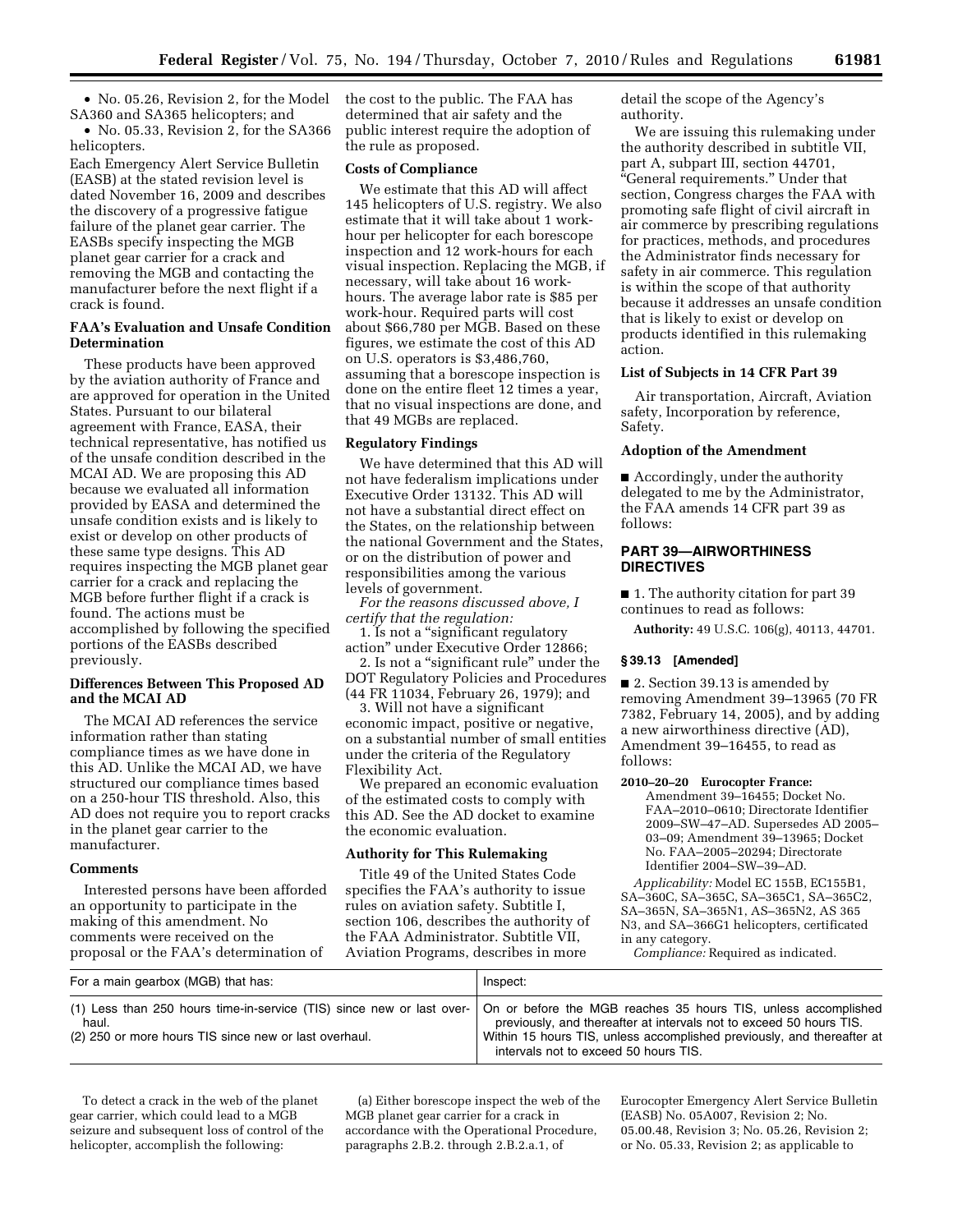- No. 05.26, Revision 2, for the Model SA360 and SA365 helicopters; and
- No. 05.33, Revision 2, for the SA366 helicopters.

Each Emergency Alert Service Bulletin (EASB) at the stated revision level is dated November 16, 2009 and describes the discovery of a progressive fatigue failure of the planet gear carrier. The EASBs specify inspecting the MGB planet gear carrier for a crack and removing the MGB and contacting the manufacturer before the next flight if a crack is found.

**FAA's Evaluation and Unsafe Condition Determination**

These products have been approved by the aviation authority of France and are approved for operation in the United States. Pursuant to our bilateral agreement with France, EASA, their technical representative, has notified us of the unsafe condition described in the MCAI AD. We are proposing this AD because we evaluated all information provided by EASA and determined the unsafe condition exists and is likely to exist or develop on other products of these same type designs. This AD requires inspecting the MGB planet gear carrier for a crack and replacing the MGB before further flight if a crack is found. The actions must be accomplished by following the specified portions of the EASBs described previously.

**Differences Between This Proposed AD and the MCAI AD**

The MCAI AD references the service information rather than stating compliance times as we have done in this AD. Unlike the MCAI AD, we have structured our compliance times based on a 250-hour TIS threshold. Also, this AD does not require you to report cracks in the planet gear carrier to the manufacturer.

**Comments**

Interested persons have been afforded an opportunity to participate in the making of this amendment. No comments were received on the proposal or the FAA's determination of the cost to the public. The FAA has determined that air safety and the public interest require the adoption of the rule as proposed.

**Costs of Compliance**

We estimate that this AD will affect 145 helicopters of U.S. registry. We also estimate that it will take about 1 work-hour per helicopter for each borescope inspection and 12 work-hours for each visual inspection. Replacing the MGB, if necessary, will take about 16 work-hours. The average labor rate is $85 per work-hour. Required parts will cost about $66,780 per MGB. Based on these figures, we estimate the cost of this AD on U.S. operators is $3,486,760, assuming that a borescope inspection is done on the entire fleet 12 times a year, that no visual inspections are done, and that 49 MGBs are replaced.

**Regulatory Findings**

We have determined that this AD will not have federalism implications under Executive Order 13132. This AD will not have a substantial direct effect on the States, on the relationship between the national Government and the States, or on the distribution of power and responsibilities among the various levels of government.

*For the reasons discussed above, I certify that the regulation:*

1. Is not a "significant regulatory action" under Executive Order 12866;
2. Is not a "significant rule" under the DOT Regulatory Policies and Procedures (44 FR 11034, February 26, 1979); and
3. Will not have a significant economic impact, positive or negative, on a substantial number of small entities under the criteria of the Regulatory Flexibility Act.

We prepared an economic evaluation of the estimated costs to comply with this AD. See the AD docket to examine the economic evaluation.

**Authority for This Rulemaking**

Title 49 of the United States Code specifies the FAA's authority to issue rules on aviation safety. Subtitle I, section 106, describes the authority of the FAA Administrator. Subtitle VII, Aviation Programs, describes in more detail the scope of the Agency's authority.

We are issuing this rulemaking under the authority described in subtitle VII, part A, subpart III, section 44701, "General requirements." Under that section, Congress charges the FAA with promoting safe flight of civil aircraft in air commerce by prescribing regulations for practices, methods, and procedures the Administrator finds necessary for safety in air commerce. This regulation is within the scope of that authority because it addresses an unsafe condition that is likely to exist or develop on products identified in this rulemaking action.

**List of Subjects in 14 CFR Part 39**

Air transportation, Aircraft, Aviation safety, Incorporation by reference, Safety.

**Adoption of the Amendment**

■ Accordingly, under the authority delegated to me by the Administrator, the FAA amends 14 CFR part 39 as follows:

## PART 39—AIRWORTHINESS DIRECTIVES

■ 1. The authority citation for part 39 continues to read as follows:

**Authority:** 49 U.S.C. 106(g), 40113, 44701.

### § 39.13 [Amended]

■ 2. Section 39.13 is amended by removing Amendment 39–13965 (70 FR 7382, February 14, 2005), and by adding a new airworthiness directive (AD), Amendment 39–16455, to read as follows:

**2010–20–20 Eurocopter France:** Amendment 39–16455; Docket No. FAA–2010–0610; Directorate Identifier 2009–SW–47–AD. Supersedes AD 2005–03–09; Amendment 39–13965; Docket No. FAA–2005–20294; Directorate Identifier 2004–SW–39–AD.

*Applicability:* Model EC 155B, EC155B1, SA–360C, SA–365C, SA–365C1, SA–365C2, SA–365N, SA–365N1, AS–365N2, AS 365 N3, and SA–366G1 helicopters, certificated in any category.

*Compliance:* Required as indicated.

| For a main gearbox (MGB) that has: | Inspect: |
|---|---|
| (1) Less than 250 hours time-in-service (TIS) since new or last overhaul. | On or before the MGB reaches 35 hours TIS, unless accomplished previously, and thereafter at intervals not to exceed 50 hours TIS. |
| (2) 250 or more hours TIS since new or last overhaul. | Within 15 hours TIS, unless accomplished previously, and thereafter at intervals not to exceed 50 hours TIS. |

To detect a crack in the web of the planet gear carrier, which could lead to a MGB seizure and subsequent loss of control of the helicopter, accomplish the following:

(a) Either borescope inspect the web of the MGB planet gear carrier for a crack in accordance with the Operational Procedure, paragraphs 2.B.2. through 2.B.2.a.1, of Eurocopter Emergency Alert Service Bulletin (EASB) No. 05A007, Revision 2; No. 05.00.48, Revision 3; No. 05.26, Revision 2; or No. 05.33, Revision 2; as applicable to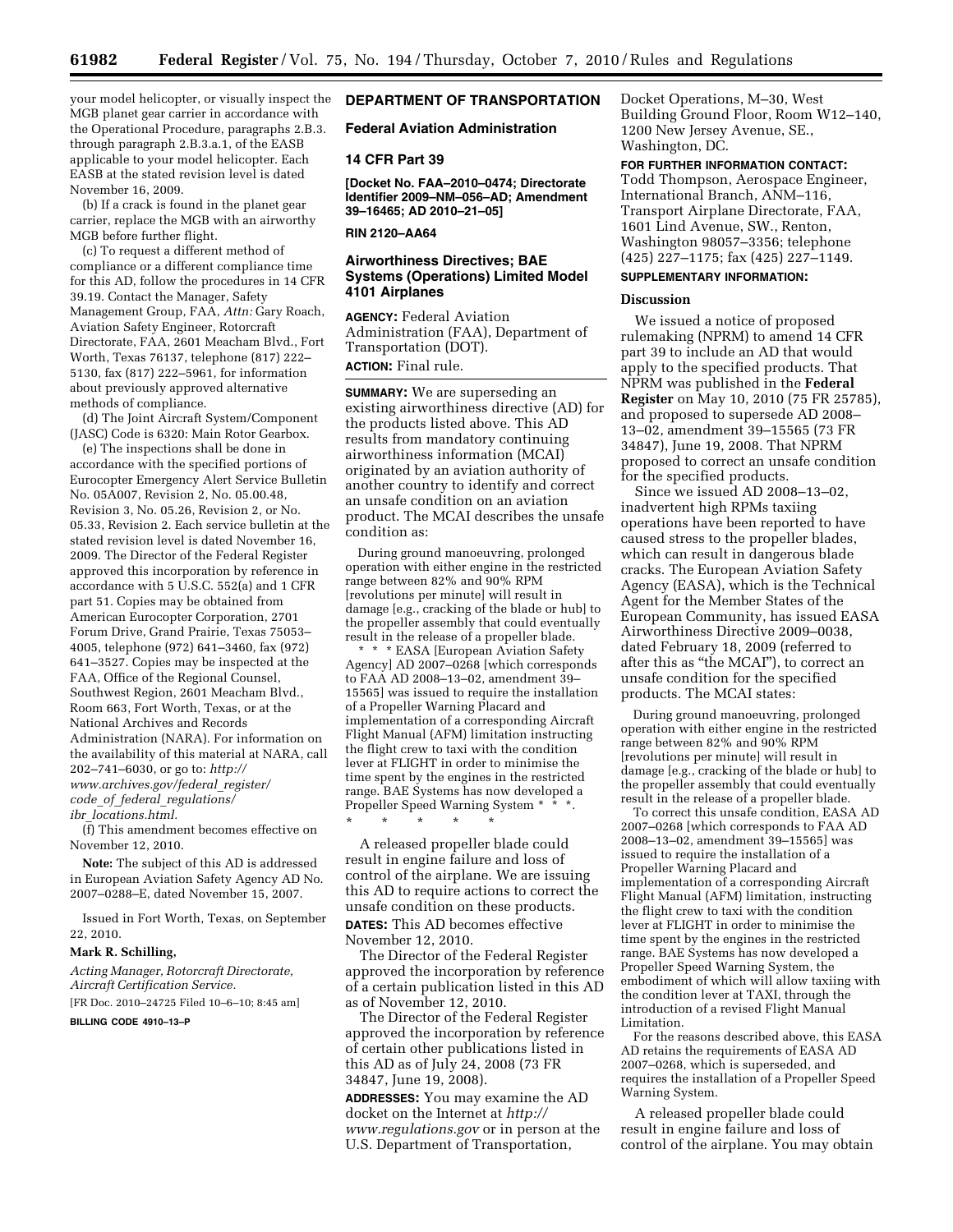your model helicopter, or visually inspect the MGB planet gear carrier in accordance with the Operational Procedure, paragraphs 2.B.3. through paragraph 2.B.3.a.1, of the EASB applicable to your model helicopter. Each EASB at the stated revision level is dated November 16, 2009.

(b) If a crack is found in the planet gear carrier, replace the MGB with an airworthy MGB before further flight.

(c) To request a different method of compliance or a different compliance time for this AD, follow the procedures in 14 CFR 39.19. Contact the Manager, Safety Management Group, FAA, *Attn:* Gary Roach, Aviation Safety Engineer, Rotorcraft Directorate, FAA, 2601 Meacham Blvd., Fort Worth, Texas 76137, telephone (817) 222–5130, fax (817) 222–5961, for information about previously approved alternative methods of compliance.

(d) The Joint Aircraft System/Component (JASC) Code is 6320: Main Rotor Gearbox.

(e) The inspections shall be done in accordance with the specified portions of Eurocopter Emergency Alert Service Bulletin No. 05A007, Revision 2, No. 05.00.48, Revision 3, No. 05.26, Revision 2, or No. 05.33, Revision 2. Each service bulletin at the stated revision level is dated November 16, 2009. The Director of the Federal Register approved this incorporation by reference in accordance with 5 U.S.C. 552(a) and 1 CFR part 51. Copies may be obtained from American Eurocopter Corporation, 2701 Forum Drive, Grand Prairie, Texas 75053–4005, telephone (972) 641–3460, fax (972) 641–3527. Copies may be inspected at the FAA, Office of the Regional Counsel, Southwest Region, 2601 Meacham Blvd., Room 663, Fort Worth, Texas, or at the National Archives and Records Administration (NARA). For information on the availability of this material at NARA, call 202–741–6030, or go to: *http://www.archives.gov/federal_register/code_of_federal_regulations/ibr_locations.html.*

(f) This amendment becomes effective on November 12, 2010.

**Note:** The subject of this AD is addressed in European Aviation Safety Agency AD No. 2007–0288–E, dated November 15, 2007.

Issued in Fort Worth, Texas, on September 22, 2010.

**Mark R. Schilling,**

*Acting Manager, Rotorcraft Directorate, Aircraft Certification Service.*

[FR Doc. 2010–24725 Filed 10–6–10; 8:45 am]

**BILLING CODE 4910–13–P**

## DEPARTMENT OF TRANSPORTATION

### Federal Aviation Administration

### 14 CFR Part 39

**[Docket No. FAA–2010–0474; Directorate Identifier 2009–NM–056–AD; Amendment 39–16465; AD 2010–21–05]**

**RIN 2120–AA64**

### Airworthiness Directives; BAE Systems (Operations) Limited Model 4101 Airplanes

**AGENCY:** Federal Aviation Administration (FAA), Department of Transportation (DOT).

**ACTION:** Final rule.

**SUMMARY:** We are superseding an existing airworthiness directive (AD) for the products listed above. This AD results from mandatory continuing airworthiness information (MCAI) originated by an aviation authority of another country to identify and correct an unsafe condition on an aviation product. The MCAI describes the unsafe condition as:

> During ground manoeuvring, prolonged operation with either engine in the restricted range between 82% and 90% RPM [revolutions per minute] will result in damage [e.g., cracking of the blade or hub] to the propeller assembly that could eventually result in the release of a propeller blade.
>
> * * * EASA [European Aviation Safety Agency] AD 2007–0268 [which corresponds to FAA AD 2008–13–02, amendment 39–15565] was issued to require the installation of a Propeller Warning Placard and implementation of a corresponding Aircraft Flight Manual (AFM) limitation instructing the flight crew to taxi with the condition lever at FLIGHT in order to minimise the time spent by the engines in the restricted range. BAE Systems has now developed a Propeller Speed Warning System * * *.
>
> \* \* \* \* \*

A released propeller blade could result in engine failure and loss of control of the airplane. We are issuing this AD to require actions to correct the unsafe condition on these products.

**DATES:** This AD becomes effective November 12, 2010.

The Director of the Federal Register approved the incorporation by reference of a certain publication listed in this AD as of November 12, 2010.

The Director of the Federal Register approved the incorporation by reference of certain other publications listed in this AD as of July 24, 2008 (73 FR 34847, June 19, 2008).

**ADDRESSES:** You may examine the AD docket on the Internet at *http://www.regulations.gov* or in person at the U.S. Department of Transportation, Docket Operations, M–30, West Building Ground Floor, Room W12–140, 1200 New Jersey Avenue, SE., Washington, DC.

**FOR FURTHER INFORMATION CONTACT:** Todd Thompson, Aerospace Engineer, International Branch, ANM–116, Transport Airplane Directorate, FAA, 1601 Lind Avenue, SW., Renton, Washington 98057–3356; telephone (425) 227–1175; fax (425) 227–1149.

**SUPPLEMENTARY INFORMATION:**

#### Discussion

We issued a notice of proposed rulemaking (NPRM) to amend 14 CFR part 39 to include an AD that would apply to the specified products. That NPRM was published in the **Federal Register** on May 10, 2010 (75 FR 25785), and proposed to supersede AD 2008–13–02, amendment 39–15565 (73 FR 34847), June 19, 2008. That NPRM proposed to correct an unsafe condition for the specified products.

Since we issued AD 2008–13–02, inadvertent high RPMs taxiing operations have been reported to have caused stress to the propeller blades, which can result in dangerous blade cracks. The European Aviation Safety Agency (EASA), which is the Technical Agent for the Member States of the European Community, has issued EASA Airworthiness Directive 2009–0038, dated February 18, 2009 (referred to after this as "the MCAI"), to correct an unsafe condition for the specified products. The MCAI states:

> During ground manoeuvring, prolonged operation with either engine in the restricted range between 82% and 90% RPM [revolutions per minute] will result in damage [e.g., cracking of the blade or hub] to the propeller assembly that could eventually result in the release of a propeller blade.
>
> To correct this unsafe condition, EASA AD 2007–0268 [which corresponds to FAA AD 2008–13–02, amendment 39–15565] was issued to require the installation of a Propeller Warning Placard and implementation of a corresponding Aircraft Flight Manual (AFM) limitation, instructing the flight crew to taxi with the condition lever at FLIGHT in order to minimise the time spent by the engines in the restricted range. BAE Systems has now developed a Propeller Speed Warning System, the embodiment of which will allow taxiing with the condition lever at TAXI, through the introduction of a revised Flight Manual Limitation.
>
> For the reasons described above, this EASA AD retains the requirements of EASA AD 2007–0268, which is superseded, and requires the installation of a Propeller Speed Warning System.

A released propeller blade could result in engine failure and loss of control of the airplane. You may obtain